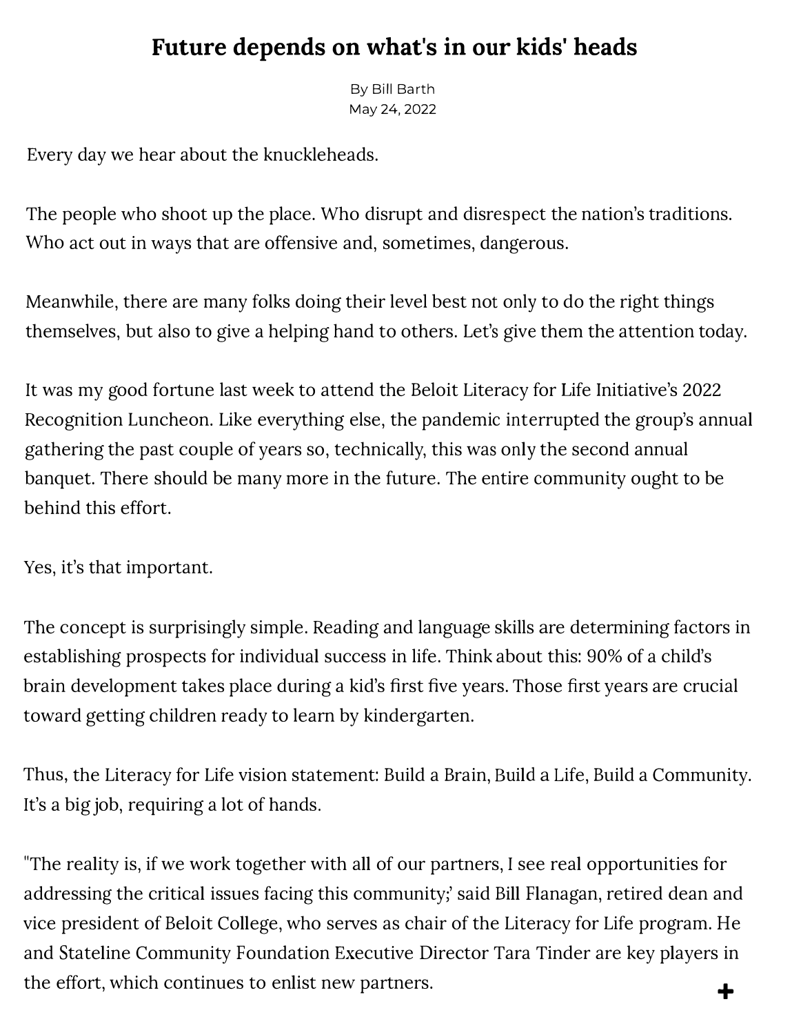# Future depends on what's in our kids' heads

By Bill Barth
May 24, 2022

Every day we hear about the knuckleheads.

The people who shoot up the place. Who disrupt and disrespect the nation's traditions. Who act out in ways that are offensive and, sometimes, dangerous.

Meanwhile, there are many folks doing their level best not only to do the right things themselves, but also to give a helping hand to others. Let's give them the attention today.

It was my good fortune last week to attend the Beloit Literacy for Life Initiative's 2022 Recognition Luncheon. Like everything else, the pandemic interrupted the group's annual gathering the past couple of years so, technically, this was only the second annual banquet. There should be many more in the future. The entire community ought to be behind this effort.

Yes, it's that important.

The concept is surprisingly simple. Reading and language skills are determining factors in establishing prospects for individual success in life. Think about this: 90% of a child's brain development takes place during a kid's first five years. Those first years are crucial toward getting children ready to learn by kindergarten.

Thus, the Literacy for Life vision statement: Build a Brain, Build a Life, Build a Community. It's a big job, requiring a lot of hands.

"The reality is, if we work together with all of our partners, I see real opportunities for addressing the critical issues facing this community;' said Bill Flanagan, retired dean and vice president of Beloit College, who serves as chair of the Literacy for Life program. He and Stateline Community Foundation Executive Director Tara Tinder are key players in the effort, which continues to enlist new partners.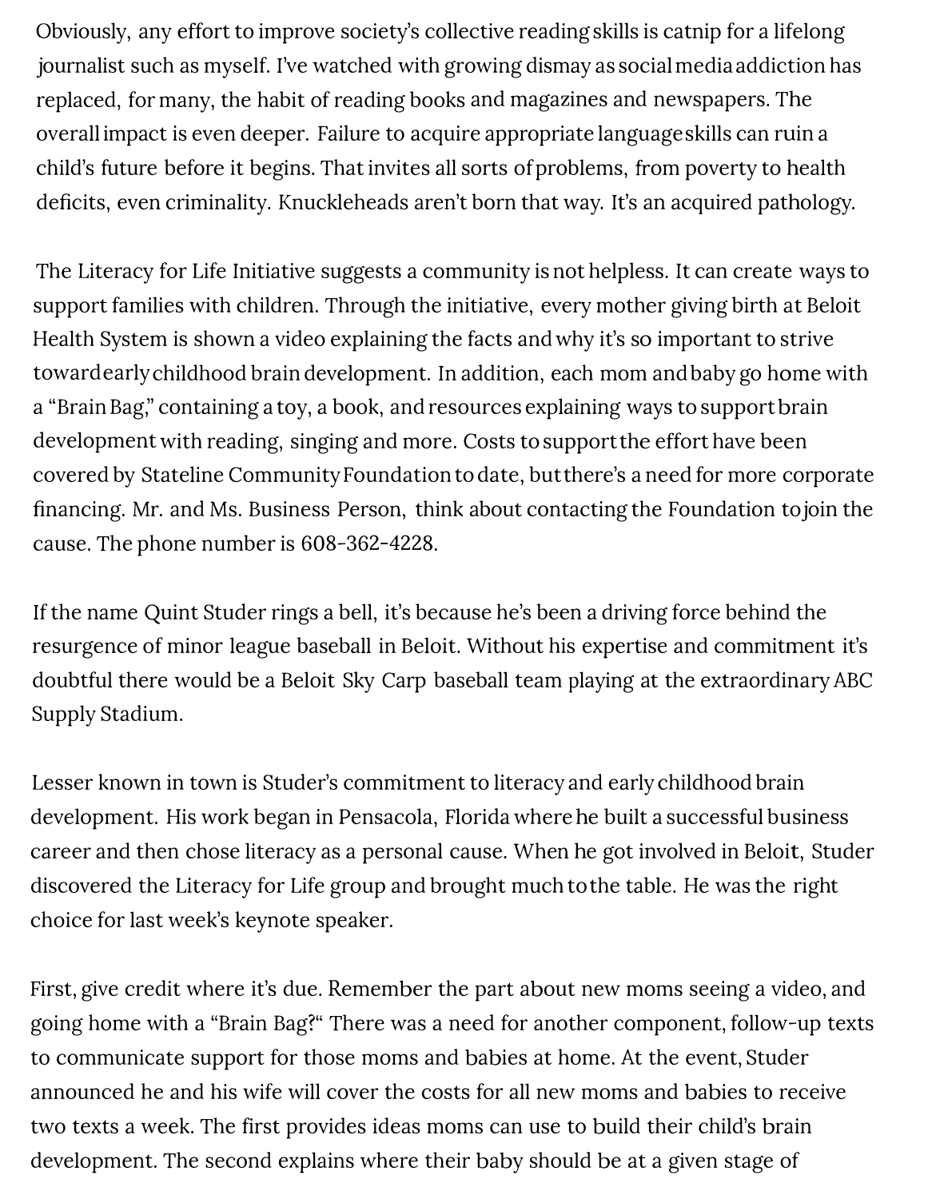Obviously, any effort to improve society's collective reading skills is catnip for a lifelong journalist such as myself. I've watched with growing dismay as social media addiction has replaced, for many, the habit of reading books and magazines and newspapers. The overall impact is even deeper. Failure to acquire appropriate language skills can ruin a child's future before it begins. That invites all sorts of problems, from poverty to health deficits, even criminality. Knuckleheads aren't born that way. It's an acquired pathology.

The Literacy for Life Initiative suggests a community is not helpless. It can create ways to support families with children. Through the initiative, every mother giving birth at Beloit Health System is shown a video explaining the facts and why it's so important to strive toward early childhood brain development. In addition, each mom and baby go home with a "Brain Bag," containing a toy, a book, and resources explaining ways to support brain development with reading, singing and more. Costs to support the effort have been covered by Stateline Community Foundation to date, but there's a need for more corporate financing. Mr. and Ms. Business Person, think about contacting the Foundation to join the cause. The phone number is 608-362-4228.

If the name Quint Studer rings a bell, it's because he's been a driving force behind the resurgence of minor league baseball in Beloit. Without his expertise and commitment it's doubtful there would be a Beloit Sky Carp baseball team playing at the extraordinary ABC Supply Stadium.

Lesser known in town is Studer's commitment to literacy and early childhood brain development. His work began in Pensacola, Florida where he built a successful business career and then chose literacy as a personal cause. When he got involved in Beloit, Studer discovered the Literacy for Life group and brought much to the table. He was the right choice for last week's keynote speaker.

First, give credit where it's due. Remember the part about new moms seeing a video, and going home with a "Brain Bag?" There was a need for another component, follow-up texts to communicate support for those moms and babies at home. At the event, Studer announced he and his wife will cover the costs for all new moms and babies to receive two texts a week. The first provides ideas moms can use to build their child's brain development. The second explains where their baby should be at a given stage of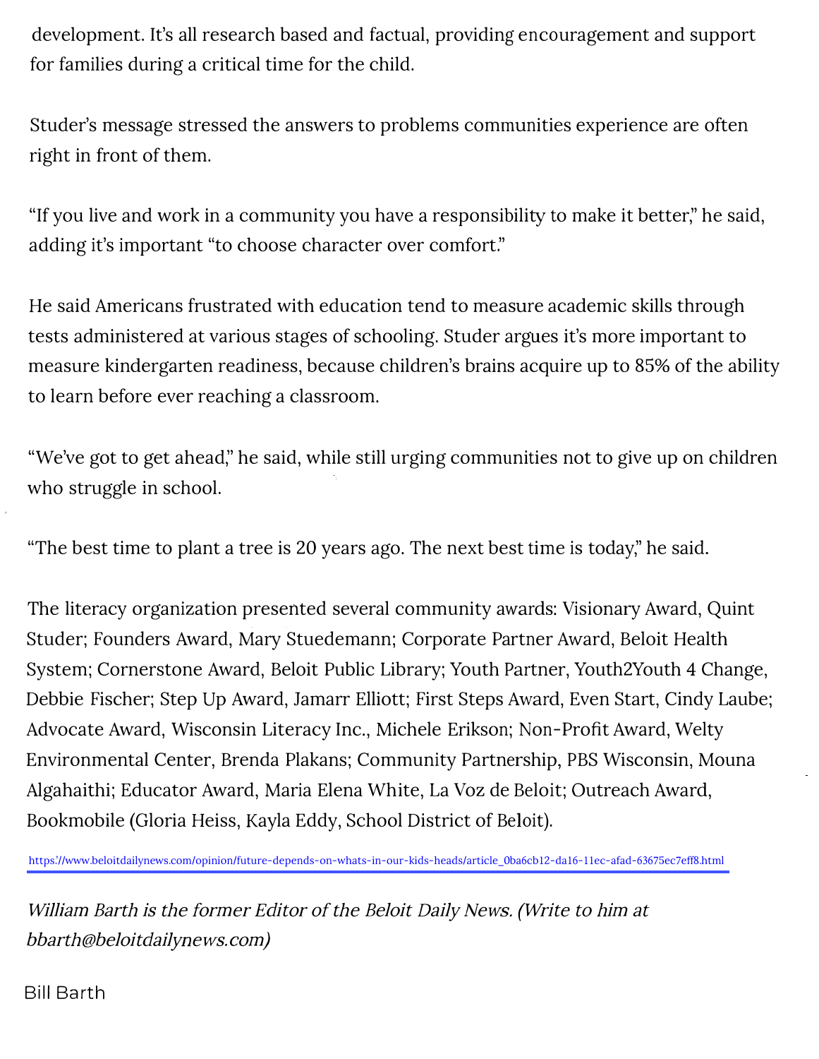development. It's all research based and factual, providing encouragement and support for families during a critical time for the child.

Studer's message stressed the answers to problems communities experience are often right in front of them.

"If you live and work in a community you have a responsibility to make it better," he said, adding it's important "to choose character over comfort."

He said Americans frustrated with education tend to measure academic skills through tests administered at various stages of schooling. Studer argues it's more important to measure kindergarten readiness, because children's brains acquire up to 85% of the ability to learn before ever reaching a classroom.

"We've got to get ahead," he said, while still urging communities not to give up on children who struggle in school.

"The best time to plant a tree is 20 years ago. The next best time is today," he said.

The literacy organization presented several community awards: Visionary Award, Quint Studer; Founders Award, Mary Stuedemann; Corporate Partner Award, Beloit Health System; Cornerstone Award, Beloit Public Library; Youth Partner, Youth2Youth 4 Change, Debbie Fischer; Step Up Award, Jamarr Elliott; First Steps Award, Even Start, Cindy Laube; Advocate Award, Wisconsin Literacy Inc., Michele Erikson; Non-Profit Award, Welty Environmental Center, Brenda Plakans; Community Partnership, PBS Wisconsin, Mouna Algahaithi; Educator Award, Maria Elena White, La Voz de Beloit; Outreach Award, Bookmobile (Gloria Heiss, Kayla Eddy, School District of Beloit).

https://www.beloitdailynews.com/opinion/future-depends-on-whats-in-our-kids-heads/article_0ba6cb12-da16-11ec-afad-63675ec7eff8.html

*William Barth is the former Editor of the Beloit Daily News. (Write to him at bbarth@beloitdailynews.com)*

Bill Barth